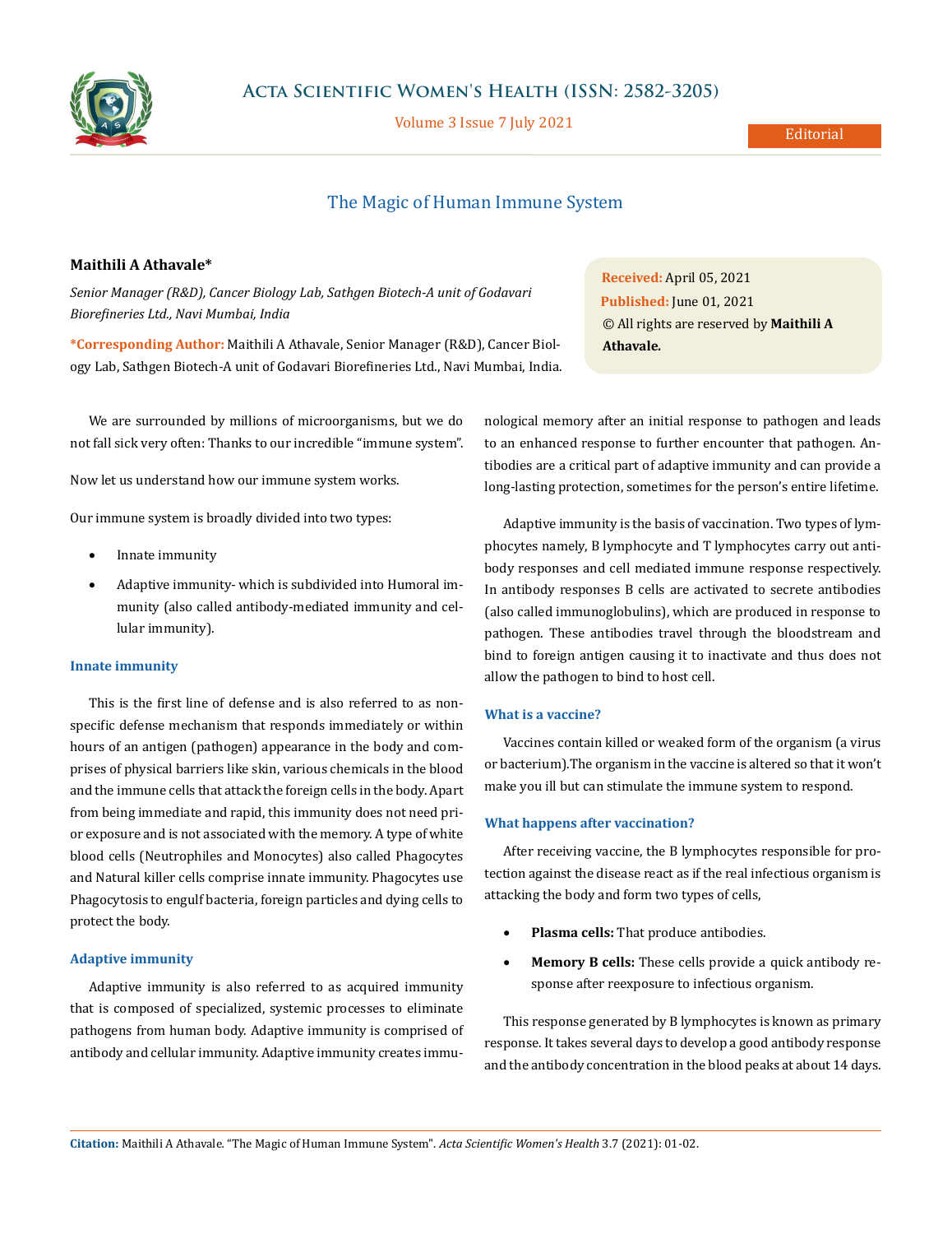Editorial

# The Magic of Human Immune System

**Maithili A Athavale***

*Senior Manager (R&D), Cancer Biology Lab, Sathgen Biotech-A unit of Godavari Biorefineries Ltd., Navi Mumbai, India*

***Corresponding Author:** Maithili A Athavale, Senior Manager (R&D), Cancer Biology Lab, Sathgen Biotech-A unit of Godavari Biorefineries Ltd., Navi Mumbai, India.

**Received:** April 05, 2021
**Published:** June 01, 2021
© All rights are reserved by **Maithili A Athavale.**

We are surrounded by millions of microorganisms, but we do not fall sick very often: Thanks to our incredible "immune system".

Now let us understand how our immune system works.

Our immune system is broadly divided into two types:

- Innate immunity
- Adaptive immunity- which is subdivided into Humoral immunity (also called antibody-mediated immunity and cellular immunity).

### Innate immunity

This is the first line of defense and is also referred to as non-specific defense mechanism that responds immediately or within hours of an antigen (pathogen) appearance in the body and comprises of physical barriers like skin, various chemicals in the blood and the immune cells that attack the foreign cells in the body. Apart from being immediate and rapid, this immunity does not need prior exposure and is not associated with the memory. A type of white blood cells (Neutrophiles and Monocytes) also called Phagocytes and Natural killer cells comprise innate immunity. Phagocytes use Phagocytosis to engulf bacteria, foreign particles and dying cells to protect the body.

### Adaptive immunity

Adaptive immunity is also referred to as acquired immunity that is composed of specialized, systemic processes to eliminate pathogens from human body. Adaptive immunity is comprised of antibody and cellular immunity. Adaptive immunity creates immunological memory after an initial response to pathogen and leads to an enhanced response to further encounter that pathogen. Antibodies are a critical part of adaptive immunity and can provide a long-lasting protection, sometimes for the person's entire lifetime.

Adaptive immunity is the basis of vaccination. Two types of lymphocytes namely, B lymphocyte and T lymphocytes carry out antibody responses and cell mediated immune response respectively. In antibody responses B cells are activated to secrete antibodies (also called immunoglobulins), which are produced in response to pathogen. These antibodies travel through the bloodstream and bind to foreign antigen causing it to inactivate and thus does not allow the pathogen to bind to host cell.

### What is a vaccine?

Vaccines contain killed or weaked form of the organism (a virus or bacterium).The organism in the vaccine is altered so that it won't make you ill but can stimulate the immune system to respond.

### What happens after vaccination?

After receiving vaccine, the B lymphocytes responsible for protection against the disease react as if the real infectious organism is attacking the body and form two types of cells,

- **Plasma cells:** That produce antibodies.
- **Memory B cells:** These cells provide a quick antibody response after reexposure to infectious organism.

This response generated by B lymphocytes is known as primary response. It takes several days to develop a good antibody response and the antibody concentration in the blood peaks at about 14 days.

**Citation:** Maithili A Athavale. "The Magic of Human Immune System". *Acta Scientific Women's Health* 3.7 (2021): 01-02.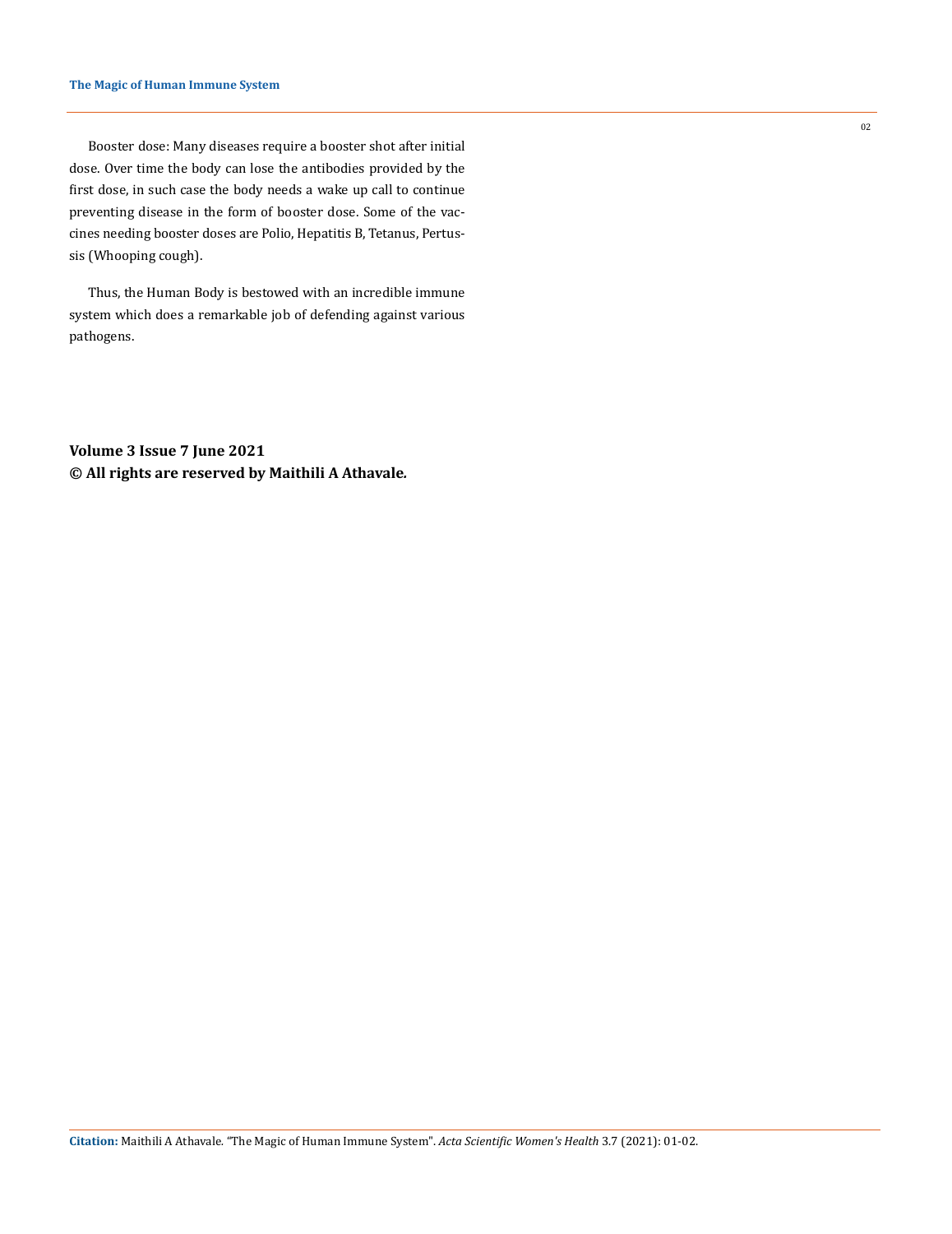Booster dose: Many diseases require a booster shot after initial dose. Over time the body can lose the antibodies provided by the first dose, in such case the body needs a wake up call to continue preventing disease in the form of booster dose. Some of the vaccines needing booster doses are Polio, Hepatitis B, Tetanus, Pertussis (Whooping cough).

Thus, the Human Body is bestowed with an incredible immune system which does a remarkable job of defending against various pathogens.

**Volume 3 Issue 7 June 2021**
**© All rights are reserved by Maithili A Athavale.**